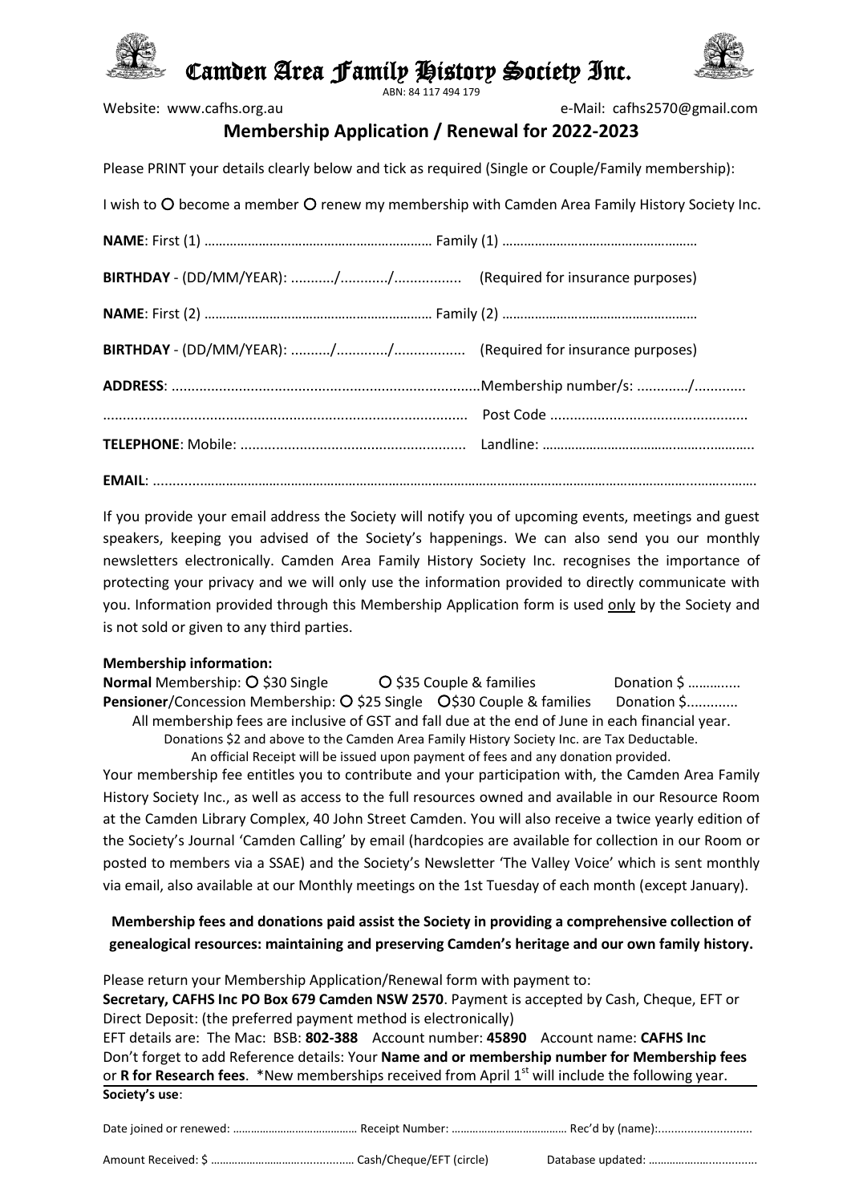# Camden Area Family History Society Inc.

ABN: 84 117 494 179

Website: www.cafhs.org.au e-Mail: cafhs2570@gmail.com

## Membership Application / Renewal for 2022-2023

Please PRINT your details clearly below and tick as required (Single or Couple/Family membership):

I wish to O become a member O renew my membership with Camden Area Family History Society Inc.

**NAME**: First (1) ……………………………………………………… Family (1) ………………………………………………

**BIRTHDAY** - (DD/MM/YEAR): .........../............/................. (Required for insurance purposes)

**NAME**: First (2) ……………………………………………………… Family (2) ………………………………………………

**BIRTHDAY** - (DD/MM/YEAR): ........../............./.................. (Required for insurance purposes)

**ADDRESS**: .............................................................................Membership number/s: ............./.............

........................................................................................... Post Code .................................................

**TELEPHONE**: Mobile: ........................................................ Landline: ……………………………………………….

**EMAIL**: .............................................................................................................................................................

If you provide your email address the Society will notify you of upcoming events, meetings and guest speakers, keeping you advised of the Society's happenings. We can also send you our monthly newsletters electronically. Camden Area Family History Society Inc. recognises the importance of protecting your privacy and we will only use the information provided to directly communicate with you. Information provided through this Membership Application form is used only by the Society and is not sold or given to any third parties.

**Membership information:**

**Normal** Membership: O $30 Single O $35 Couple & families Donation $ …….......

**Pensioner**/Concession Membership: O $25 Single O $30 Couple & families Donation $.............

All membership fees are inclusive of GST and fall due at the end of June in each financial year.

Donations $2 and above to the Camden Area Family History Society Inc. are Tax Deductable.

An official Receipt will be issued upon payment of fees and any donation provided.

Your membership fee entitles you to contribute and your participation with, the Camden Area Family History Society Inc., as well as access to the full resources owned and available in our Resource Room at the Camden Library Complex, 40 John Street Camden. You will also receive a twice yearly edition of the Society's Journal 'Camden Calling' by email (hardcopies are available for collection in our Room or posted to members via a SSAE) and the Society's Newsletter 'The Valley Voice' which is sent monthly via email, also available at our Monthly meetings on the 1st Tuesday of each month (except January).

**Membership fees and donations paid assist the Society in providing a comprehensive collection of genealogical resources: maintaining and preserving Camden's heritage and our own family history.**

Please return your Membership Application/Renewal form with payment to:

**Secretary, CAFHS Inc PO Box 679 Camden NSW 2570**. Payment is accepted by Cash, Cheque, EFT or Direct Deposit: (the preferred payment method is electronically)

EFT details are: The Mac: BSB: **802-388** Account number: **45890** Account name: **CAFHS Inc**

Don't forget to add Reference details: Your **Name and or membership number for Membership fees** or **R for Research fees**. *New memberships received from April 1st will include the following year.

**Society's use**:

Date joined or renewed: …………………………………… Receipt Number: ………………………………… Rec'd by (name):.............................

Amount Received: $ ……………………………............... Cash/Cheque/EFT (circle) Database updated: …………………...............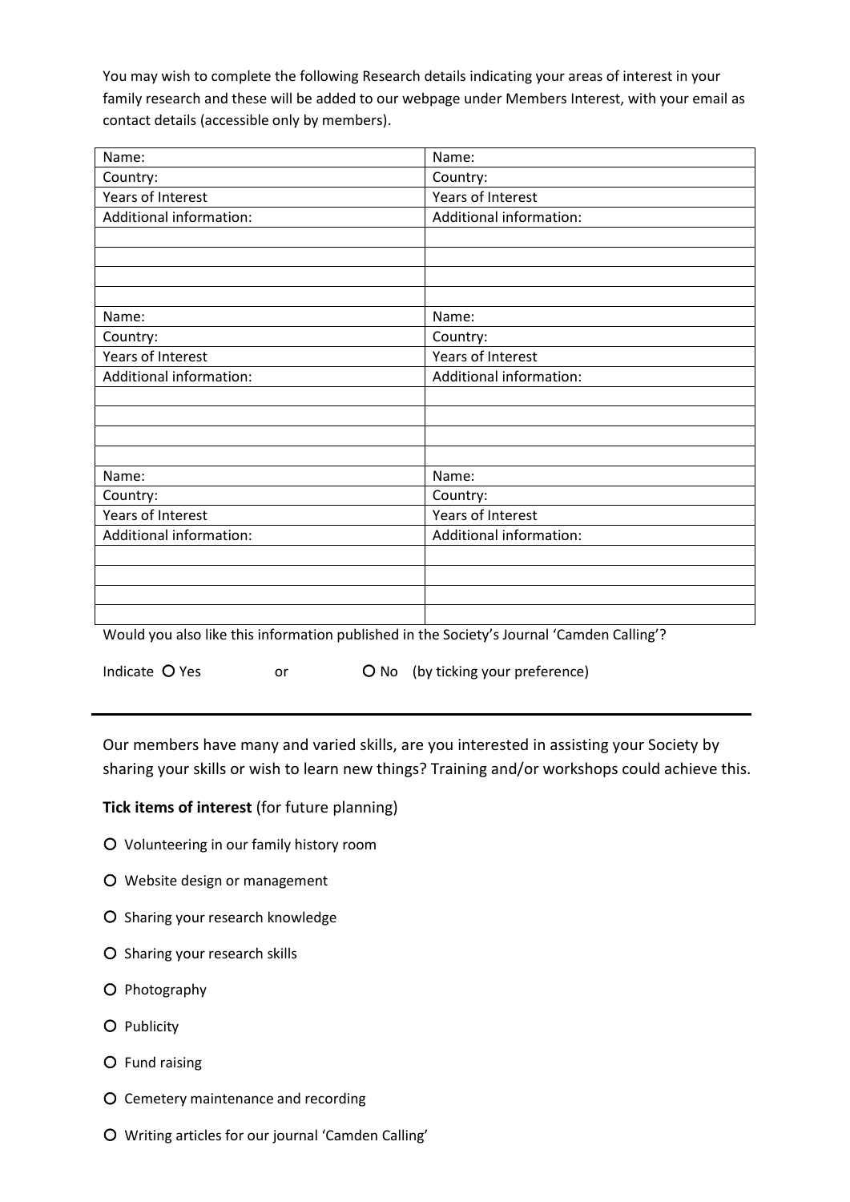You may wish to complete the following Research details indicating your areas of interest in your family research and these will be added to our webpage under Members Interest, with your email as contact details (accessible only by members).

| | |
|---|---|
| Name: | Name: |
| Country: | Country: |
| Years of Interest | Years of Interest |
| Additional information: | Additional information: |
| | |
| | |
| | |
| | |
| Name: | Name: |
| Country: | Country: |
| Years of Interest | Years of Interest |
| Additional information: | Additional information: |
| | |
| | |
| | |
| | |
| Name: | Name: |
| Country: | Country: |
| Years of Interest | Years of Interest |
| Additional information: | Additional information: |
| | |
| | |
| | |
| | |

Would you also like this information published in the Society's Journal 'Camden Calling'?

Indicate ○ Yes or ○ No (by ticking your preference)

---

Our members have many and varied skills, are you interested in assisting your Society by sharing your skills or wish to learn new things? Training and/or workshops could achieve this.

**Tick items of interest** (for future planning)

- ○ Volunteering in our family history room
- ○ Website design or management
- ○ Sharing your research knowledge
- ○ Sharing your research skills
- ○ Photography
- ○ Publicity
- ○ Fund raising
- ○ Cemetery maintenance and recording
- ○ Writing articles for our journal 'Camden Calling'